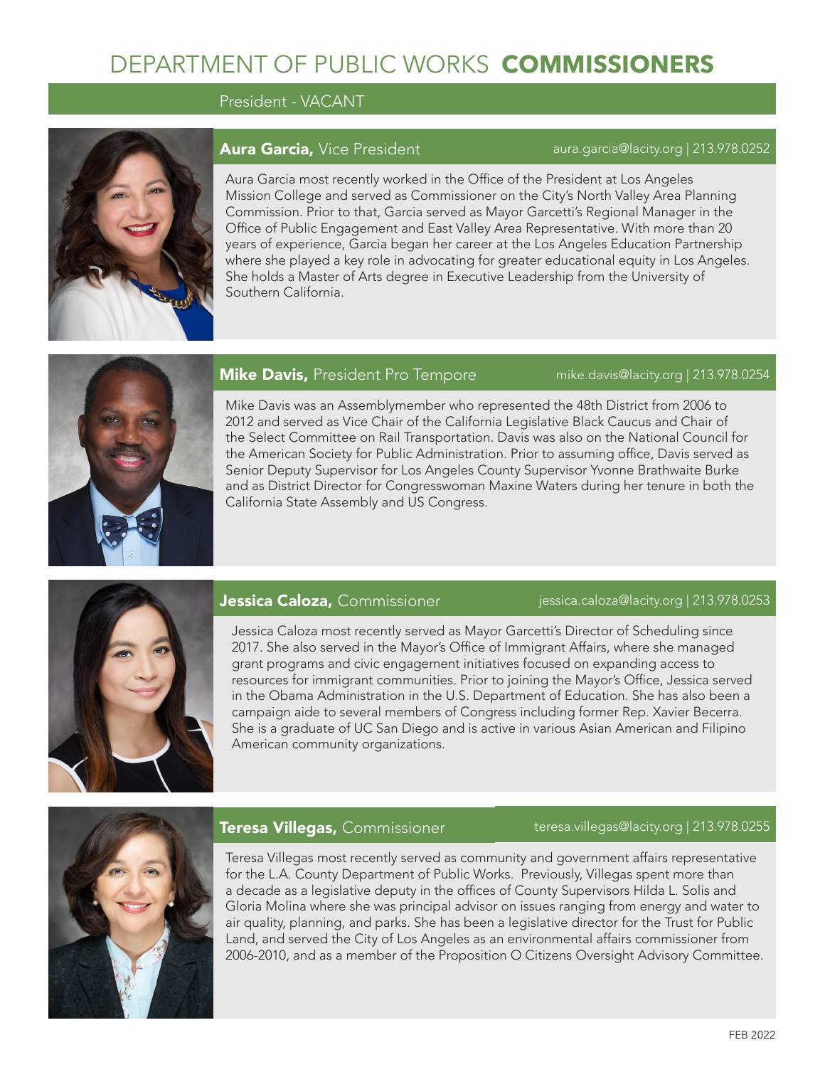# DEPARTMENT OF PUBLIC WORKS **COMMISSIONERS**

President - VACANT

## **Aura Garcia,** Vice President

aura.garcia@lacity.org | 213.978.0252

Aura Garcia most recently worked in the Office of the President at Los Angeles Mission College and served as Commissioner on the City's North Valley Area Planning Commission. Prior to that, Garcia served as Mayor Garcetti's Regional Manager in the Office of Public Engagement and East Valley Area Representative. With more than 20 years of experience, Garcia began her career at the Los Angeles Education Partnership where she played a key role in advocating for greater educational equity in Los Angeles. She holds a Master of Arts degree in Executive Leadership from the University of Southern California.

## **Mike Davis,** President Pro Tempore

mike.davis@lacity.org | 213.978.0254

Mike Davis was an Assemblymember who represented the 48th District from 2006 to 2012 and served as Vice Chair of the California Legislative Black Caucus and Chair of the Select Committee on Rail Transportation. Davis was also on the National Council for the American Society for Public Administration. Prior to assuming office, Davis served as Senior Deputy Supervisor for Los Angeles County Supervisor Yvonne Brathwaite Burke and as District Director for Congresswoman Maxine Waters during her tenure in both the California State Assembly and US Congress.

## **Jessica Caloza,** Commissioner

jessica.caloza@lacity.org | 213.978.0253

Jessica Caloza most recently served as Mayor Garcetti's Director of Scheduling since 2017. She also served in the Mayor's Office of Immigrant Affairs, where she managed grant programs and civic engagement initiatives focused on expanding access to resources for immigrant communities. Prior to joining the Mayor's Office, Jessica served in the Obama Administration in the U.S. Department of Education. She has also been a campaign aide to several members of Congress including former Rep. Xavier Becerra. She is a graduate of UC San Diego and is active in various Asian American and Filipino American community organizations.

## **Teresa Villegas,** Commissioner

teresa.villegas@lacity.org | 213.978.0255

Teresa Villegas most recently served as community and government affairs representative for the L.A. County Department of Public Works. Previously, Villegas spent more than a decade as a legislative deputy in the offices of County Supervisors Hilda L. Solis and Gloria Molina where she was principal advisor on issues ranging from energy and water to air quality, planning, and parks. She has been a legislative director for the Trust for Public Land, and served the City of Los Angeles as an environmental affairs commissioner from 2006-2010, and as a member of the Proposition O Citizens Oversight Advisory Committee.

FEB 2022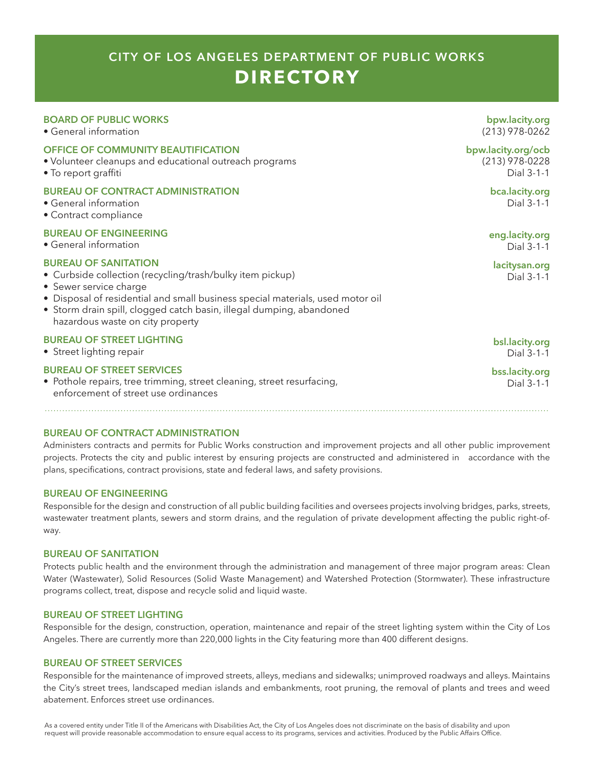## CITY OF LOS ANGELES DEPARTMENT OF PUBLIC WORKS

# DIRECTORY

### BOARD OF PUBLIC WORKS

**bpw.lacity.org**

- General information — (213) 978-0262

### OFFICE OF COMMUNITY BEAUTIFICATION

**bpw.lacity.org/ocb**

- Volunteer cleanups and educational outreach programs — (213) 978-0228
- To report graffiti — Dial 3-1-1

### BUREAU OF CONTRACT ADMINISTRATION

**bca.lacity.org**

- General information — Dial 3-1-1
- Contract compliance

### BUREAU OF ENGINEERING

**eng.lacity.org**

- General information — Dial 3-1-1

### BUREAU OF SANITATION

**lacitysan.org**

Dial 3-1-1

- Curbside collection (recycling/trash/bulky item pickup)
- Sewer service charge
- Disposal of residential and small business special materials, used motor oil
- Storm drain spill, clogged catch basin, illegal dumping, abandoned hazardous waste on city property

### BUREAU OF STREET LIGHTING

**bsl.lacity.org**

- Street lighting repair — Dial 3-1-1

### BUREAU OF STREET SERVICES

**bss.lacity.org**

- Pothole repairs, tree trimming, street cleaning, street resurfacing, enforcement of street use ordinances — Dial 3-1-1

---

### BUREAU OF CONTRACT ADMINISTRATION

Administers contracts and permits for Public Works construction and improvement projects and all other public improvement projects. Protects the city and public interest by ensuring projects are constructed and administered in accordance with the plans, specifications, contract provisions, state and federal laws, and safety provisions.

### BUREAU OF ENGINEERING

Responsible for the design and construction of all public building facilities and oversees projects involving bridges, parks, streets, wastewater treatment plants, sewers and storm drains, and the regulation of private development affecting the public right-of-way.

### BUREAU OF SANITATION

Protects public health and the environment through the administration and management of three major program areas: Clean Water (Wastewater), Solid Resources (Solid Waste Management) and Watershed Protection (Stormwater). These infrastructure programs collect, treat, dispose and recycle solid and liquid waste.

### BUREAU OF STREET LIGHTING

Responsible for the design, construction, operation, maintenance and repair of the street lighting system within the City of Los Angeles. There are currently more than 220,000 lights in the City featuring more than 400 different designs.

### BUREAU OF STREET SERVICES

Responsible for the maintenance of improved streets, alleys, medians and sidewalks; unimproved roadways and alleys. Maintains the City's street trees, landscaped median islands and embankments, root pruning, the removal of plants and trees and weed abatement. Enforces street use ordinances.

As a covered entity under Title II of the Americans with Disabilities Act, the City of Los Angeles does not discriminate on the basis of disability and upon request will provide reasonable accommodation to ensure equal access to its programs, services and activities. Produced by the Public Affairs Office.